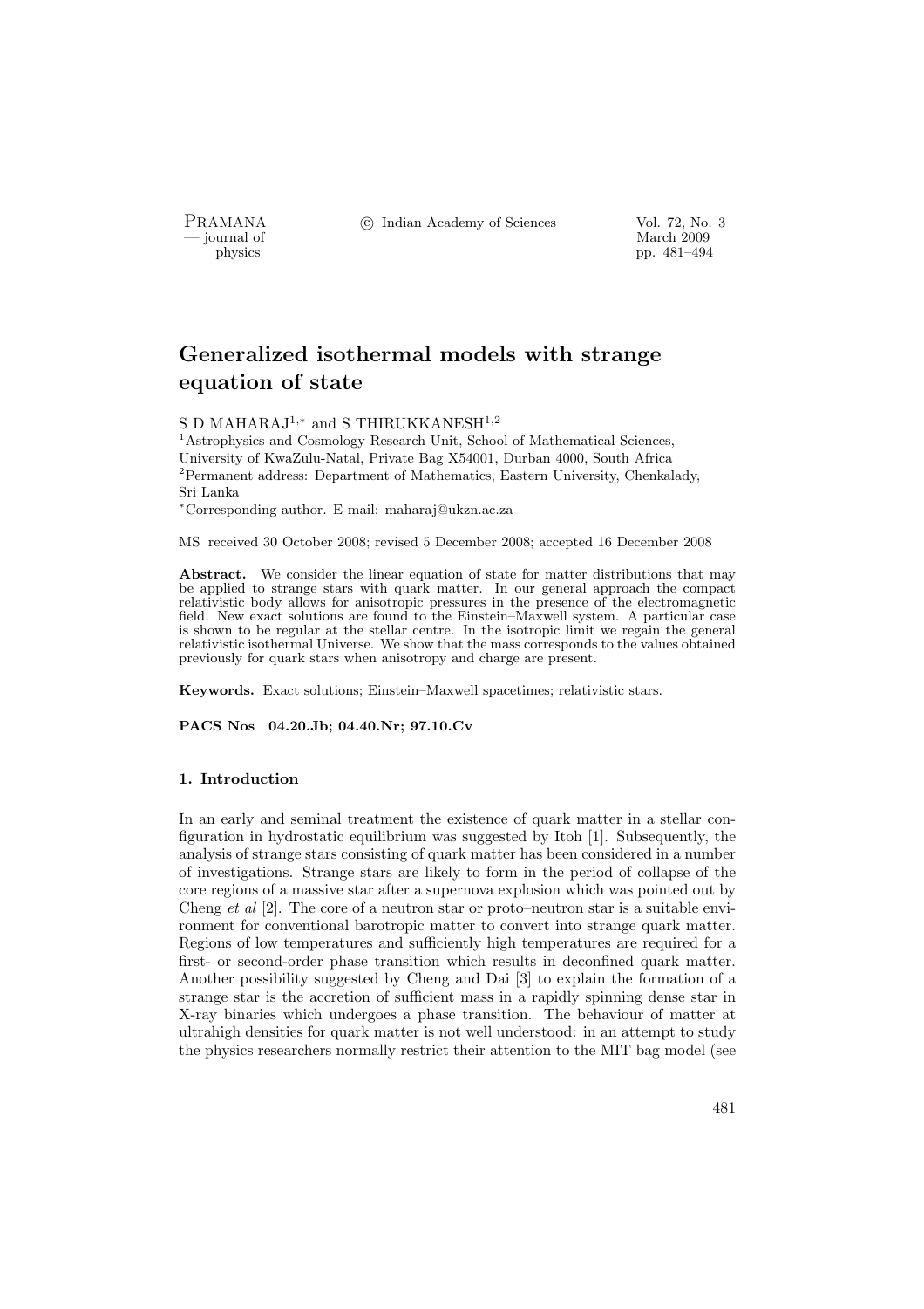# Generalized isothermal models with strange equation of state

S D MAHARAJ[1,*] and S THIRUKKANESH[1,2]

[1]Astrophysics and Cosmology Research Unit, School of Mathematical Sciences, University of KwaZulu-Natal, Private Bag X54001, Durban 4000, South Africa
[2]Permanent address: Department of Mathematics, Eastern University, Chenkalady, Sri Lanka
[*]Corresponding author. E-mail: maharaj@ukzn.ac.za

MS received 30 October 2008; revised 5 December 2008; accepted 16 December 2008

**Abstract.** We consider the linear equation of state for matter distributions that may be applied to strange stars with quark matter. In our general approach the compact relativistic body allows for anisotropic pressures in the presence of the electromagnetic field. New exact solutions are found to the Einstein–Maxwell system. A particular case is shown to be regular at the stellar centre. In the isotropic limit we regain the general relativistic isothermal Universe. We show that the mass corresponds to the values obtained previously for quark stars when anisotropy and charge are present.

**Keywords.** Exact solutions; Einstein–Maxwell spacetimes; relativistic stars.

**PACS Nos 04.20.Jb; 04.40.Nr; 97.10.Cv**

## 1. Introduction

In an early and seminal treatment the existence of quark matter in a stellar configuration in hydrostatic equilibrium was suggested by Itoh [1]. Subsequently, the analysis of strange stars consisting of quark matter has been considered in a number of investigations. Strange stars are likely to form in the period of collapse of the core regions of a massive star after a supernova explosion which was pointed out by Cheng *et al* [2]. The core of a neutron star or proto–neutron star is a suitable environment for conventional barotropic matter to convert into strange quark matter. Regions of low temperatures and sufficiently high temperatures are required for a first- or second-order phase transition which results in deconfined quark matter. Another possibility suggested by Cheng and Dai [3] to explain the formation of a strange star is the accretion of sufficient mass in a rapidly spinning dense star in X-ray binaries which undergoes a phase transition. The behaviour of matter at ultrahigh densities for quark matter is not well understood: in an attempt to study the physics researchers normally restrict their attention to the MIT bag model (see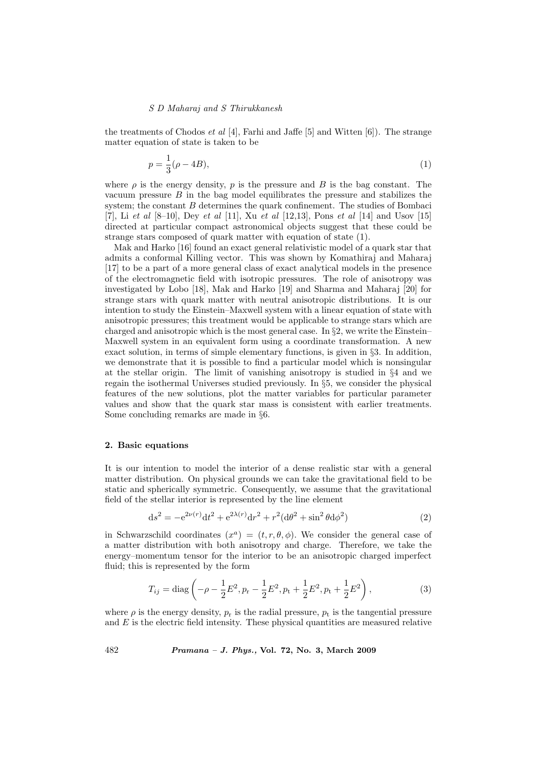the treatments of Chodos *et al* [4], Farhi and Jaffe [5] and Witten [6]). The strange matter equation of state is taken to be

$$p = \frac{1}{3}(\rho - 4B), \tag{1}$$

where $\rho$ is the energy density, $p$ is the pressure and $B$ is the bag constant. The vacuum pressure $B$ in the bag model equilibrates the pressure and stabilizes the system; the constant $B$ determines the quark confinement. The studies of Bombaci [7], Li *et al* [8–10], Dey *et al* [11], Xu *et al* [12,13], Pons *et al* [14] and Usov [15] directed at particular compact astronomical objects suggest that these could be strange stars composed of quark matter with equation of state (1).

Mak and Harko [16] found an exact general relativistic model of a quark star that admits a conformal Killing vector. This was shown by Komathiraj and Maharaj [17] to be a part of a more general class of exact analytical models in the presence of the electromagnetic field with isotropic pressures. The role of anisotropy was investigated by Lobo [18], Mak and Harko [19] and Sharma and Maharaj [20] for strange stars with quark matter with neutral anisotropic distributions. It is our intention to study the Einstein–Maxwell system with a linear equation of state with anisotropic pressures; this treatment would be applicable to strange stars which are charged and anisotropic which is the most general case. In §2, we write the Einstein–Maxwell system in an equivalent form using a coordinate transformation. A new exact solution, in terms of simple elementary functions, is given in §3. In addition, we demonstrate that it is possible to find a particular model which is nonsingular at the stellar origin. The limit of vanishing anisotropy is studied in §4 and we regain the isothermal Universes studied previously. In §5, we consider the physical features of the new solutions, plot the matter variables for particular parameter values and show that the quark star mass is consistent with earlier treatments. Some concluding remarks are made in §6.

## 2. Basic equations

It is our intention to model the interior of a dense realistic star with a general matter distribution. On physical grounds we can take the gravitational field to be static and spherically symmetric. Consequently, we assume that the gravitational field of the stellar interior is represented by the line element

$$\mathrm{d}s^2 = -\mathrm{e}^{2\nu(r)}\mathrm{d}t^2 + \mathrm{e}^{2\lambda(r)}\mathrm{d}r^2 + r^2(\mathrm{d}\theta^2 + \sin^2\theta \mathrm{d}\phi^2) \tag{2}$$

in Schwarzschild coordinates $(x^a) = (t, r, \theta, \phi)$. We consider the general case of a matter distribution with both anisotropy and charge. Therefore, we take the energy–momentum tensor for the interior to be an anisotropic charged imperfect fluid; this is represented by the form

$$T_{ij} = \mathrm{diag}\left(-\rho - \frac{1}{2}E^2, p_\mathrm{r} - \frac{1}{2}E^2, p_\mathrm{t} + \frac{1}{2}E^2, p_\mathrm{t} + \frac{1}{2}E^2\right), \tag{3}$$

where $\rho$ is the energy density, $p_\mathrm{r}$ is the radial pressure, $p_\mathrm{t}$ is the tangential pressure and $E$ is the electric field intensity. These physical quantities are measured relative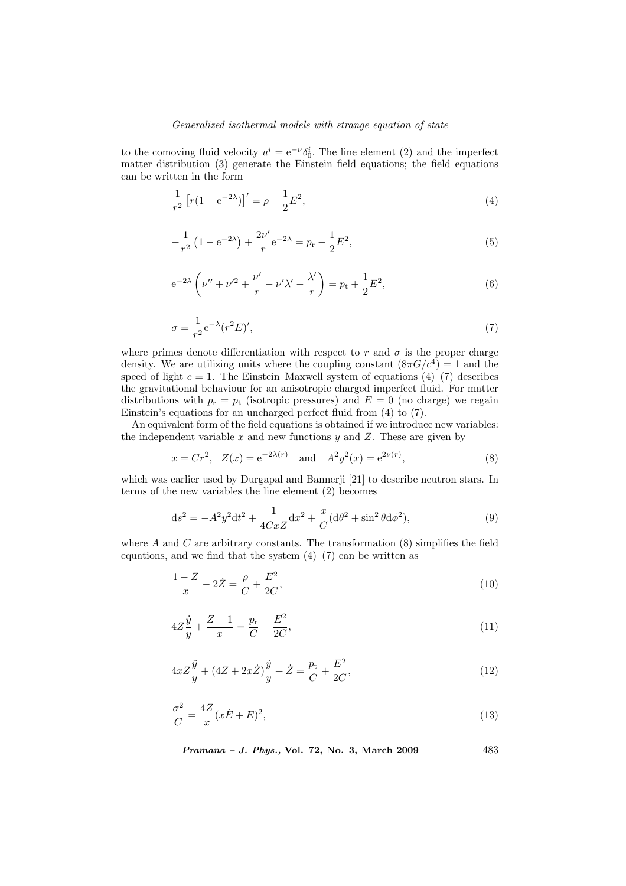to the comoving fluid velocity $u^i = \mathrm{e}^{-\nu}\delta^i_0$. The line element (2) and the imperfect matter distribution (3) generate the Einstein field equations; the field equations can be written in the form

$$\frac{1}{r^2}\left[r(1-\mathrm{e}^{-2\lambda})\right]' = \rho + \frac{1}{2}E^2, \tag{4}$$

$$-\frac{1}{r^2}\left(1-\mathrm{e}^{-2\lambda}\right) + \frac{2\nu'}{r}\mathrm{e}^{-2\lambda} = p_{\mathrm{r}} - \frac{1}{2}E^2, \tag{5}$$

$$\mathrm{e}^{-2\lambda}\left(\nu'' + \nu'^2 + \frac{\nu'}{r} - \nu'\lambda' - \frac{\lambda'}{r}\right) = p_{\mathrm{t}} + \frac{1}{2}E^2, \tag{6}$$

$$\sigma = \frac{1}{r^2}\mathrm{e}^{-\lambda}(r^2E)', \tag{7}$$

where primes denote differentiation with respect to $r$ and $\sigma$ is the proper charge density. We are utilizing units where the coupling constant $(8\pi G/c^4) = 1$ and the speed of light $c = 1$. The Einstein–Maxwell system of equations (4)–(7) describes the gravitational behaviour for an anisotropic charged imperfect fluid. For matter distributions with $p_{\mathrm{r}} = p_{\mathrm{t}}$ (isotropic pressures) and $E = 0$ (no charge) we regain Einstein's equations for an uncharged perfect fluid from (4) to (7).

An equivalent form of the field equations is obtained if we introduce new variables: the independent variable $x$ and new functions $y$ and $Z$. These are given by

$$x = Cr^2, \quad Z(x) = \mathrm{e}^{-2\lambda(r)} \quad \text{and} \quad A^2y^2(x) = \mathrm{e}^{2\nu(r)}, \tag{8}$$

which was earlier used by Durgapal and Bannerji [21] to describe neutron stars. In terms of the new variables the line element (2) becomes

$$\mathrm{d}s^2 = -A^2y^2\mathrm{d}t^2 + \frac{1}{4CxZ}\mathrm{d}x^2 + \frac{x}{C}(\mathrm{d}\theta^2 + \sin^2\theta\mathrm{d}\phi^2), \tag{9}$$

where $A$ and $C$ are arbitrary constants. The transformation (8) simplifies the field equations, and we find that the system (4)–(7) can be written as

$$\frac{1-Z}{x} - 2\dot{Z} = \frac{\rho}{C} + \frac{E^2}{2C}, \tag{10}$$

$$4Z\frac{\dot{y}}{y} + \frac{Z-1}{x} = \frac{p_{\mathrm{r}}}{C} - \frac{E^2}{2C}, \tag{11}$$

$$4xZ\frac{\ddot{y}}{y} + (4Z + 2x\dot{Z})\frac{\dot{y}}{y} + \dot{Z} = \frac{p_{\mathrm{t}}}{C} + \frac{E^2}{2C}, \tag{12}$$

$$\frac{\sigma^2}{C} = \frac{4Z}{x}(x\dot{E} + E)^2, \tag{13}$$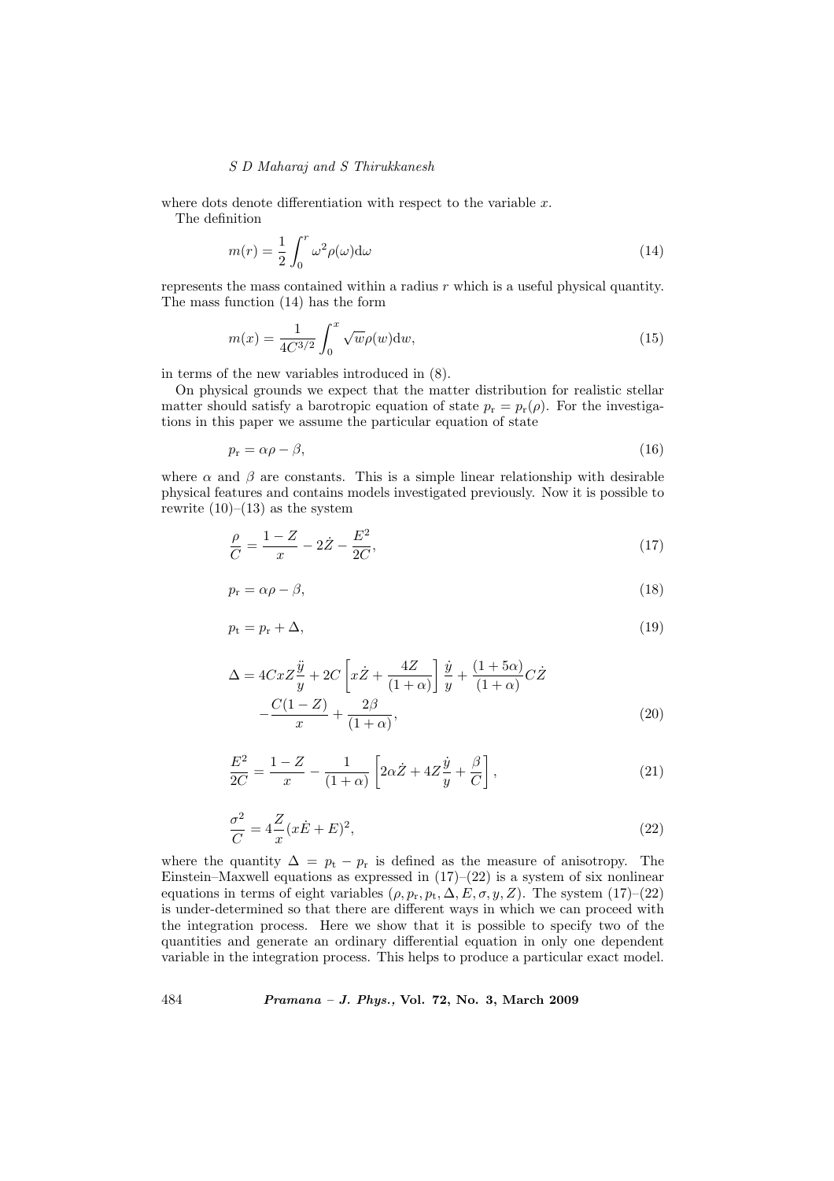where dots denote differentiation with respect to the variable $x$.

The definition

$$m(r) = \frac{1}{2}\int_0^r \omega^2 \rho(\omega)\mathrm{d}\omega \tag{14}$$

represents the mass contained within a radius $r$ which is a useful physical quantity. The mass function (14) has the form

$$m(x) = \frac{1}{4C^{3/2}}\int_0^x \sqrt{w}\rho(w)\mathrm{d}w, \tag{15}$$

in terms of the new variables introduced in (8).

On physical grounds we expect that the matter distribution for realistic stellar matter should satisfy a barotropic equation of state $p_{\mathrm{r}} = p_{\mathrm{r}}(\rho)$. For the investigations in this paper we assume the particular equation of state

$$p_{\mathrm{r}} = \alpha\rho - \beta, \tag{16}$$

where $\alpha$ and $\beta$ are constants. This is a simple linear relationship with desirable physical features and contains models investigated previously. Now it is possible to rewrite (10)–(13) as the system

$$\frac{\rho}{C} = \frac{1-Z}{x} - 2\dot{Z} - \frac{E^2}{2C}, \tag{17}$$

$$p_{\mathrm{r}} = \alpha\rho - \beta, \tag{18}$$

$$p_{\mathrm{t}} = p_{\mathrm{r}} + \Delta, \tag{19}$$

$$\Delta = 4CxZ\frac{\ddot{y}}{y} + 2C\left[x\dot{Z} + \frac{4Z}{(1+\alpha)}\right]\frac{\dot{y}}{y} + \frac{(1+5\alpha)}{(1+\alpha)}C\dot{Z} - \frac{C(1-Z)}{x} + \frac{2\beta}{(1+\alpha)}, \tag{20}$$

$$\frac{E^2}{2C} = \frac{1-Z}{x} - \frac{1}{(1+\alpha)}\left[2\alpha\dot{Z} + 4Z\frac{\dot{y}}{y} + \frac{\beta}{C}\right], \tag{21}$$

$$\frac{\sigma^2}{C} = 4\frac{Z}{x}(x\dot{E} + E)^2, \tag{22}$$

where the quantity $\Delta = p_{\mathrm{t}} - p_{\mathrm{r}}$ is defined as the measure of anisotropy. The Einstein–Maxwell equations as expressed in (17)–(22) is a system of six nonlinear equations in terms of eight variables $(\rho, p_{\mathrm{r}}, p_{\mathrm{t}}, \Delta, E, \sigma, y, Z)$. The system (17)–(22) is under-determined so that there are different ways in which we can proceed with the integration process. Here we show that it is possible to specify two of the quantities and generate an ordinary differential equation in only one dependent variable in the integration process. This helps to produce a particular exact model.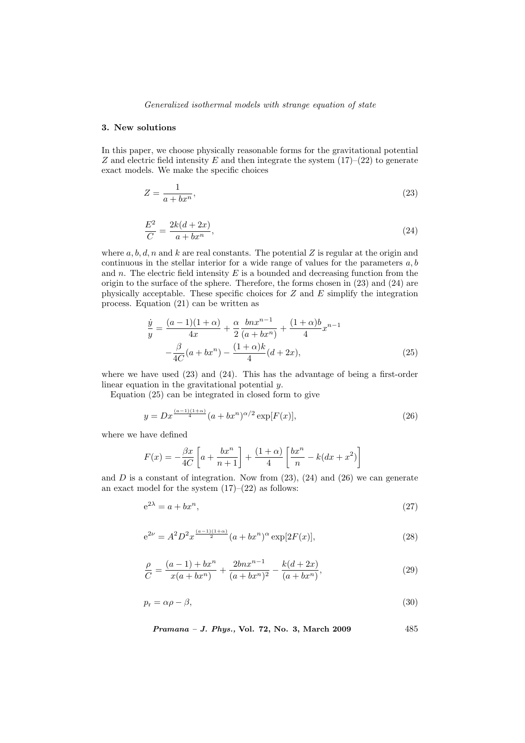### 3. New solutions

In this paper, we choose physically reasonable forms for the gravitational potential $Z$ and electric field intensity $E$ and then integrate the system (17)–(22) to generate exact models. We make the specific choices

$$Z = \frac{1}{a + bx^n}, \tag{23}$$

$$\frac{E^2}{C} = \frac{2k(d + 2x)}{a + bx^n}, \tag{24}$$

where $a, b, d, n$ and $k$ are real constants. The potential $Z$ is regular at the origin and continuous in the stellar interior for a wide range of values for the parameters $a, b$ and $n$. The electric field intensity $E$ is a bounded and decreasing function from the origin to the surface of the sphere. Therefore, the forms chosen in (23) and (24) are physically acceptable. These specific choices for $Z$ and $E$ simplify the integration process. Equation (21) can be written as

$$\begin{aligned}\frac{\dot{y}}{y} &= \frac{(a-1)(1+\alpha)}{4x} + \frac{\alpha}{2}\frac{bnx^{n-1}}{(a+bx^n)} + \frac{(1+\alpha)b}{4}x^{n-1} \\ &\quad - \frac{\beta}{4C}(a+bx^n) - \frac{(1+\alpha)k}{4}(d+2x),\end{aligned} \tag{25}$$

where we have used (23) and (24). This has the advantage of being a first-order linear equation in the gravitational potential $y$.

Equation (25) can be integrated in closed form to give

$$y = Dx^{\frac{(a-1)(1+\alpha)}{4}}(a+bx^n)^{\alpha/2}\exp[F(x)], \tag{26}$$

where we have defined

$$F(x) = -\frac{\beta x}{4C}\left[a + \frac{bx^n}{n+1}\right] + \frac{(1+\alpha)}{4}\left[\frac{bx^n}{n} - k(dx + x^2)\right]$$

and $D$ is a constant of integration. Now from (23), (24) and (26) we can generate an exact model for the system (17)–(22) as follows:

$$e^{2\lambda} = a + bx^n, \tag{27}$$

$$e^{2\nu} = A^2D^2x^{\frac{(a-1)(1+\alpha)}{2}}(a+bx^n)^{\alpha}\exp[2F(x)], \tag{28}$$

$$\frac{\rho}{C} = \frac{(a-1)+bx^n}{x(a+bx^n)} + \frac{2bnx^{n-1}}{(a+bx^n)^2} - \frac{k(d+2x)}{(a+bx^n)}, \tag{29}$$

$$p_{\mathrm{r}} = \alpha\rho - \beta, \tag{30}$$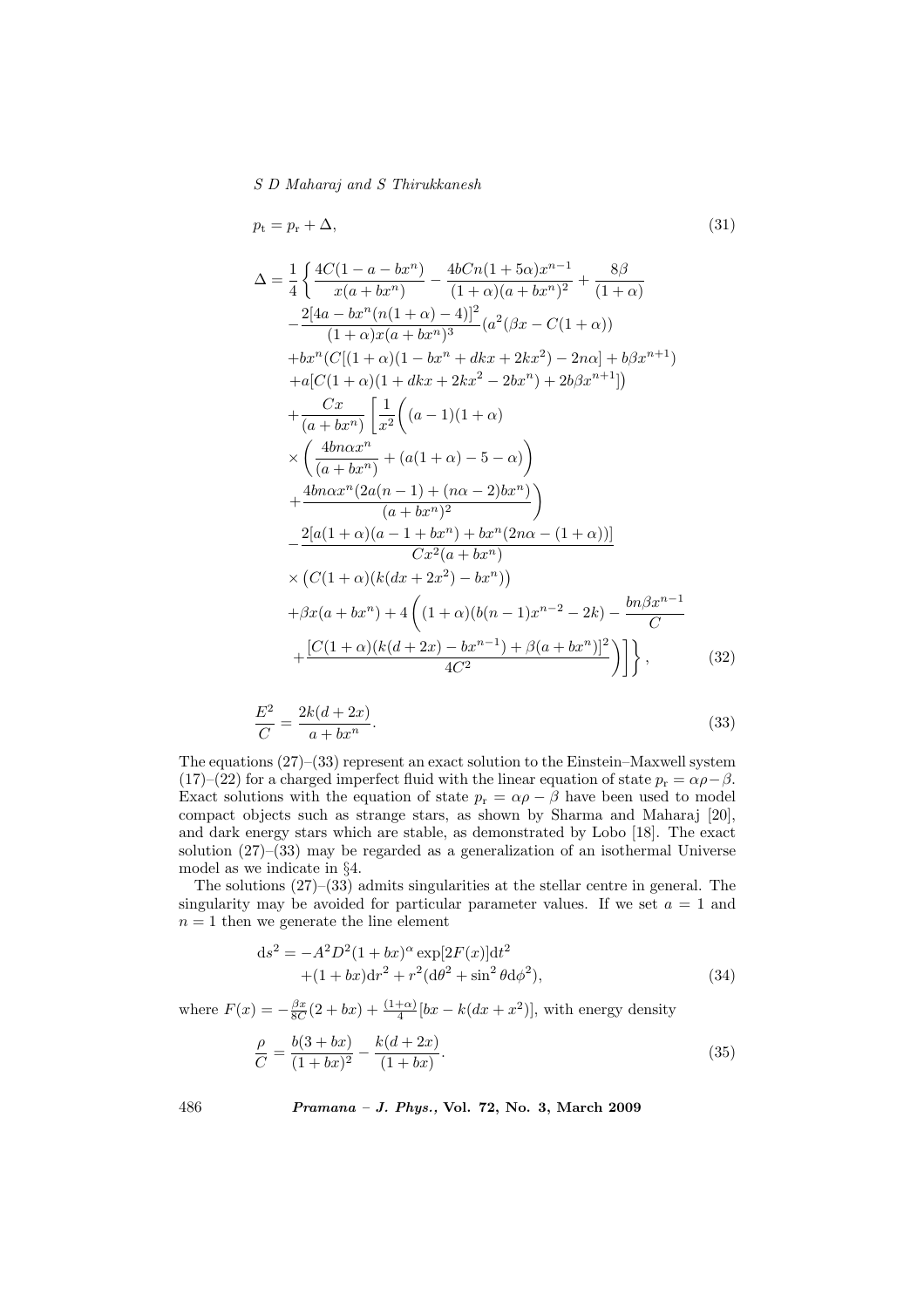$$p_{\rm t} = p_{\rm r} + \Delta, \tag{31}$$

$$\begin{aligned}
\Delta = \frac{1}{4}\Bigg\{ & \frac{4C(1-a-bx^n)}{x(a+bx^n)} - \frac{4bCn(1+5\alpha)x^{n-1}}{(1+\alpha)(a+bx^n)^2} + \frac{8\beta}{(1+\alpha)} \\
& - \frac{2[4a - bx^n(n(1+\alpha)-4)]^2}{(1+\alpha)x(a+bx^n)^3}\big(a^2(\beta x - C(1+\alpha)) \\
& + bx^n(C[(1+\alpha)(1-bx^n+dkx+2kx^2) - 2n\alpha] + b\beta x^{n+1}) \\
& + a[C(1+\alpha)(1+dkx+2kx^2-2bx^n) + 2b\beta x^{n+1}]\big) \\
& + \frac{Cx}{(a+bx^n)}\Bigg[\frac{1}{x^2}\Bigg((a-1)(1+\alpha) \\
& \times \left(\frac{4bn\alpha x^n}{(a+bx^n)} + (a(1+\alpha) - 5 - \alpha)\right) \\
& + \frac{4bn\alpha x^n(2a(n-1) + (n\alpha-2)bx^n)}{(a+bx^n)^2}\Bigg) \\
& - \frac{2[a(1+\alpha)(a-1+bx^n) + bx^n(2n\alpha - (1+\alpha))]}{Cx^2(a+bx^n)} \\
& \times \big(C(1+\alpha)(k(dx+2x^2) - bx^n)\big) \\
& + \beta x(a+bx^n) + 4\Bigg((1+\alpha)(b(n-1)x^{n-2} - 2k) - \frac{bn\beta x^{n-1}}{C} \\
& + \frac{[C(1+\alpha)(k(d+2x) - bx^{n-1}) + \beta(a+bx^n)]^2}{4C^2}\Bigg)\Bigg]\Bigg\},
\end{aligned} \tag{32}$$

$$\frac{E^2}{C} = \frac{2k(d+2x)}{a+bx^n}. \tag{33}$$

The equations (27)–(33) represent an exact solution to the Einstein–Maxwell system (17)–(22) for a charged imperfect fluid with the linear equation of state $p_{\rm r} = \alpha\rho - \beta$. Exact solutions with the equation of state $p_{\rm r} = \alpha\rho - \beta$ have been used to model compact objects such as strange stars, as shown by Sharma and Maharaj [20], and dark energy stars which are stable, as demonstrated by Lobo [18]. The exact solution (27)–(33) may be regarded as a generalization of an isothermal Universe model as we indicate in §4.

The solutions (27)–(33) admits singularities at the stellar centre in general. The singularity may be avoided for particular parameter values. If we set $a = 1$ and $n = 1$ then we generate the line element

$$\begin{aligned}
{\rm d}s^2 = & -A^2D^2(1+bx)^\alpha \exp[2F(x)]{\rm d}t^2 \\
& + (1+bx){\rm d}r^2 + r^2({\rm d}\theta^2 + \sin^2\theta {\rm d}\phi^2),
\end{aligned} \tag{34}$$

where $F(x) = -\frac{\beta x}{8C}(2+bx) + \frac{(1+\alpha)}{4}[bx - k(dx+x^2)]$, with energy density

$$\frac{\rho}{C} = \frac{b(3+bx)}{(1+bx)^2} - \frac{k(d+2x)}{(1+bx)}. \tag{35}$$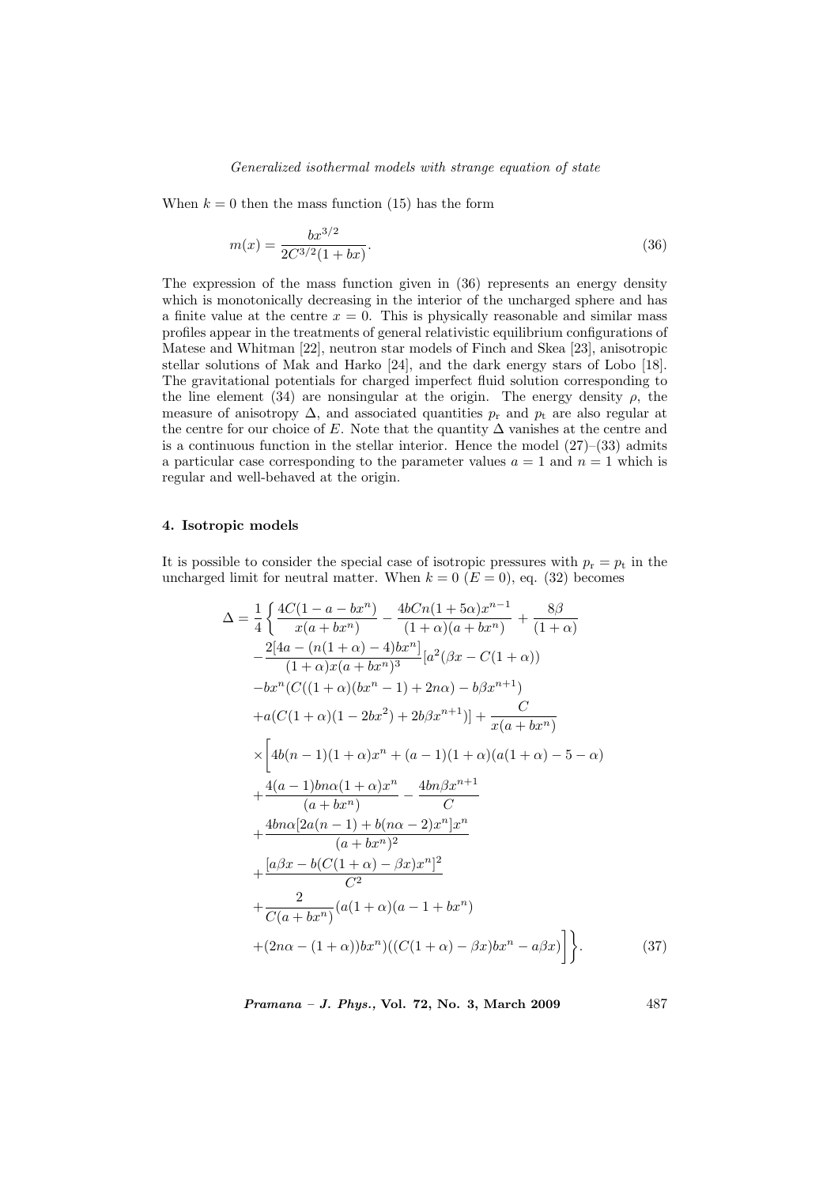When $k = 0$ then the mass function (15) has the form

$$m(x) = \frac{bx^{3/2}}{2C^{3/2}(1 + bx)}. \tag{36}$$

The expression of the mass function given in (36) represents an energy density which is monotonically decreasing in the interior of the uncharged sphere and has a finite value at the centre $x = 0$. This is physically reasonable and similar mass profiles appear in the treatments of general relativistic equilibrium configurations of Matese and Whitman [22], neutron star models of Finch and Skea [23], anisotropic stellar solutions of Mak and Harko [24], and the dark energy stars of Lobo [18]. The gravitational potentials for charged imperfect fluid solution corresponding to the line element (34) are nonsingular at the origin. The energy density $\rho$, the measure of anisotropy $\Delta$, and associated quantities $p_{\rm r}$ and $p_{\rm t}$ are also regular at the centre for our choice of $E$. Note that the quantity $\Delta$ vanishes at the centre and is a continuous function in the stellar interior. Hence the model (27)–(33) admits a particular case corresponding to the parameter values $a = 1$ and $n = 1$ which is regular and well-behaved at the origin.

### 4. Isotropic models

It is possible to consider the special case of isotropic pressures with $p_{\rm r} = p_{\rm t}$ in the uncharged limit for neutral matter. When $k = 0$ ($E = 0$), eq. (32) becomes

$$\begin{aligned}
\Delta = \frac{1}{4}\Bigg\{ & \frac{4C(1-a-bx^n)}{x(a+bx^n)} - \frac{4bCn(1+5\alpha)x^{n-1}}{(1+\alpha)(a+bx^n)} + \frac{8\beta}{(1+\alpha)} \\
& - \frac{2[4a-(n(1+\alpha)-4)bx^n]}{(1+\alpha)x(a+bx^n)^3}[a^2(\beta x - C(1+\alpha)) \\
& - bx^n(C((1+\alpha)(bx^n-1)+2n\alpha) - b\beta x^{n+1}) \\
& + a(C(1+\alpha)(1-2bx^2) + 2b\beta x^{n+1})] + \frac{C}{x(a+bx^n)} \\
& \times \Bigg[ 4b(n-1)(1+\alpha)x^n + (a-1)(1+\alpha)(a(1+\alpha)-5-\alpha) \\
& + \frac{4(a-1)bn\alpha(1+\alpha)x^n}{(a+bx^n)} - \frac{4bn\beta x^{n+1}}{C} \\
& + \frac{4bn\alpha[2a(n-1)+b(n\alpha-2)x^n]x^n}{(a+bx^n)^2} \\
& + \frac{[a\beta x - b(C(1+\alpha)-\beta x)x^n]^2}{C^2} \\
& + \frac{2}{C(a+bx^n)}(a(1+\alpha)(a-1+bx^n) \\
& + (2n\alpha-(1+\alpha))bx^n)((C(1+\alpha)-\beta x)bx^n - a\beta x) \Bigg] \Bigg\}.
\end{aligned} \tag{37}$$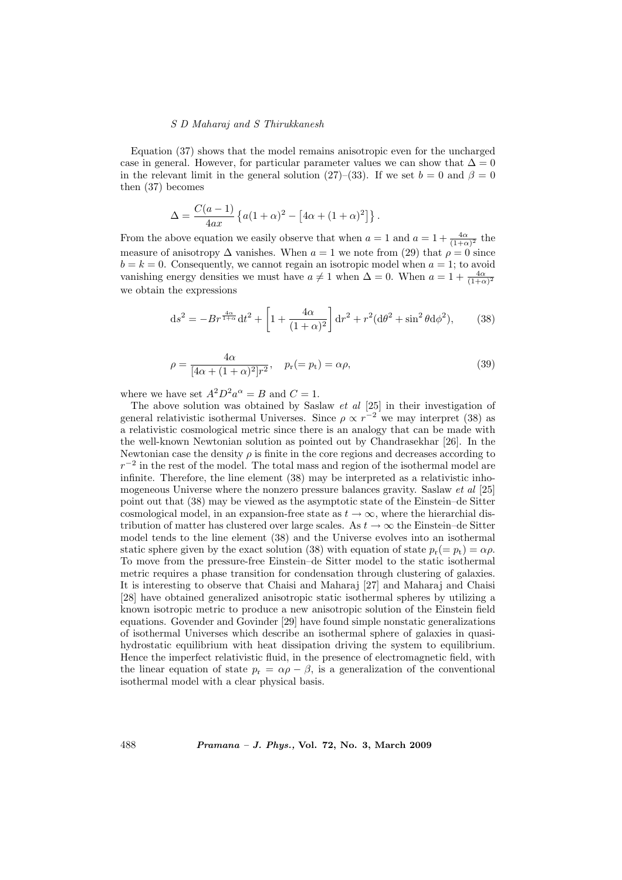Equation (37) shows that the model remains anisotropic even for the uncharged case in general. However, for particular parameter values we can show that $\Delta = 0$ in the relevant limit in the general solution (27)–(33). If we set $b = 0$ and $\beta = 0$ then (37) becomes

$$\Delta = \frac{C(a-1)}{4ax} \left\{ a(1+\alpha)^2 - \left[4\alpha + (1+\alpha)^2\right] \right\}.$$

From the above equation we easily observe that when $a = 1$ and $a = 1 + \frac{4\alpha}{(1+\alpha)^2}$ the measure of anisotropy $\Delta$ vanishes. When $a = 1$ we note from (29) that $\rho = 0$ since $b = k = 0$. Consequently, we cannot regain an isotropic model when $a = 1$; to avoid vanishing energy densities we must have $a \neq 1$ when $\Delta = 0$. When $a = 1 + \frac{4\alpha}{(1+\alpha)^2}$ we obtain the expressions

$$\mathrm{d}s^2 = -Br^{\frac{4\alpha}{1+\alpha}}\mathrm{d}t^2 + \left[1 + \frac{4\alpha}{(1+\alpha)^2}\right]\mathrm{d}r^2 + r^2(\mathrm{d}\theta^2 + \sin^2\theta \mathrm{d}\phi^2), \tag{38}$$

$$\rho = \frac{4\alpha}{[4\alpha + (1+\alpha)^2]r^2}, \quad p_{\mathrm{r}}(= p_{\mathrm{t}}) = \alpha\rho, \tag{39}$$

where we have set $A^2D^2a^\alpha = B$ and $C = 1$.

The above solution was obtained by Saslaw *et al* [25] in their investigation of general relativistic isothermal Universes. Since $\rho \propto r^{-2}$ we may interpret (38) as a relativistic cosmological metric since there is an analogy that can be made with the well-known Newtonian solution as pointed out by Chandrasekhar [26]. In the Newtonian case the density $\rho$ is finite in the core regions and decreases according to $r^{-2}$ in the rest of the model. The total mass and region of the isothermal model are infinite. Therefore, the line element (38) may be interpreted as a relativistic inhomogeneous Universe where the nonzero pressure balances gravity. Saslaw *et al* [25] point out that (38) may be viewed as the asymptotic state of the Einstein–de Sitter cosmological model, in an expansion-free state as $t \to \infty$, where the hierarchial distribution of matter has clustered over large scales. As $t \to \infty$ the Einstein–de Sitter model tends to the line element (38) and the Universe evolves into an isothermal static sphere given by the exact solution (38) with equation of state $p_{\mathrm{r}}(= p_{\mathrm{t}}) = \alpha\rho$. To move from the pressure-free Einstein–de Sitter model to the static isothermal metric requires a phase transition for condensation through clustering of galaxies. It is interesting to observe that Chaisi and Maharaj [27] and Maharaj and Chaisi [28] have obtained generalized anisotropic static isothermal spheres by utilizing a known isotropic metric to produce a new anisotropic solution of the Einstein field equations. Govender and Govinder [29] have found simple nonstatic generalizations of isothermal Universes which describe an isothermal sphere of galaxies in quasi-hydrostatic equilibrium with heat dissipation driving the system to equilibrium. Hence the imperfect relativistic fluid, in the presence of electromagnetic field, with the linear equation of state $p_{\mathrm{r}} = \alpha\rho - \beta$, is a generalization of the conventional isothermal model with a clear physical basis.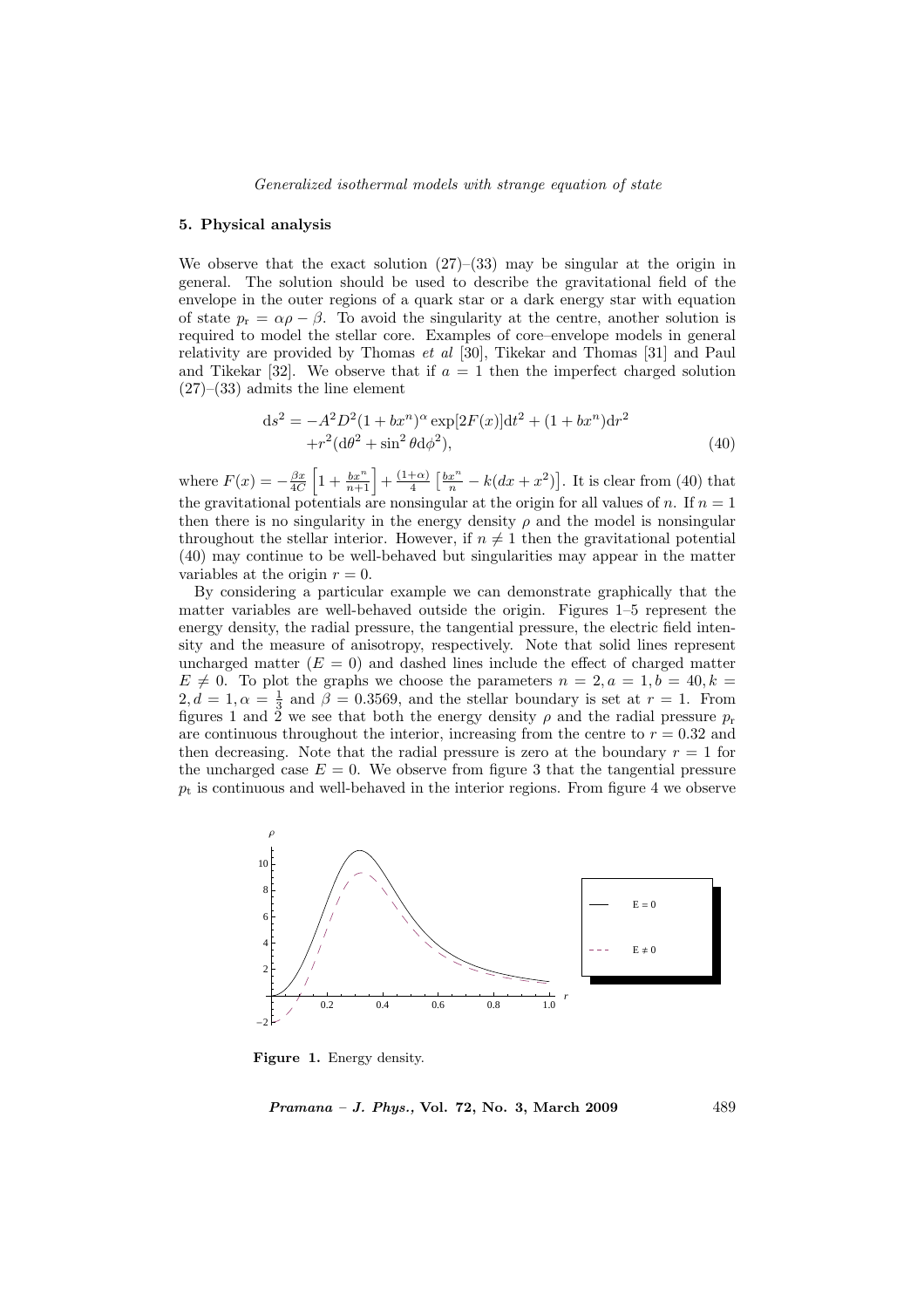## 5. Physical analysis

We observe that the exact solution (27)–(33) may be singular at the origin in general. The solution should be used to describe the gravitational field of the envelope in the outer regions of a quark star or a dark energy star with equation of state $p_r = \alpha\rho - \beta$. To avoid the singularity at the centre, another solution is required to model the stellar core. Examples of core–envelope models in general relativity are provided by Thomas *et al* [30], Tikekar and Thomas [31] and Paul and Tikekar [32]. We observe that if $a = 1$ then the imperfect charged solution (27)–(33) admits the line element

$$
\begin{aligned}
\mathrm{d}s^2 = & -A^2 D^2 (1+bx^n)^\alpha \exp[2F(x)]\mathrm{d}t^2 + (1+bx^n)\mathrm{d}r^2 \\
& + r^2(\mathrm{d}\theta^2 + \sin^2\theta \mathrm{d}\phi^2), \qquad (40)
\end{aligned}
$$

where $F(x) = -\frac{\beta x}{4C}\left[1 + \frac{bx^n}{n+1}\right] + \frac{(1+\alpha)}{4}\left[\frac{bx^n}{n} - k(dx + x^2)\right]$. It is clear from (40) that the gravitational potentials are nonsingular at the origin for all values of $n$. If $n = 1$ then there is no singularity in the energy density $\rho$ and the model is nonsingular throughout the stellar interior. However, if $n \neq 1$ then the gravitational potential (40) may continue to be well-behaved but singularities may appear in the matter variables at the origin $r = 0$.

By considering a particular example we can demonstrate graphically that the matter variables are well-behaved outside the origin. Figures 1–5 represent the energy density, the radial pressure, the tangential pressure, the electric field intensity and the measure of anisotropy, respectively. Note that solid lines represent uncharged matter ($E = 0$) and dashed lines include the effect of charged matter $E \neq 0$. To plot the graphs we choose the parameters $n = 2, a = 1, b = 40, k = 2, d = 1, \alpha = \frac{1}{3}$ and $\beta = 0.3569$, and the stellar boundary is set at $r = 1$. From figures 1 and 2 we see that both the energy density $\rho$ and the radial pressure $p_r$ are continuous throughout the interior, increasing from the centre to $r = 0.32$ and then decreasing. Note that the radial pressure is zero at the boundary $r = 1$ for the uncharged case $E = 0$. We observe from figure 3 that the tangential pressure $p_t$ is continuous and well-behaved in the interior regions. From figure 4 we observe

**Figure 1.** Energy density.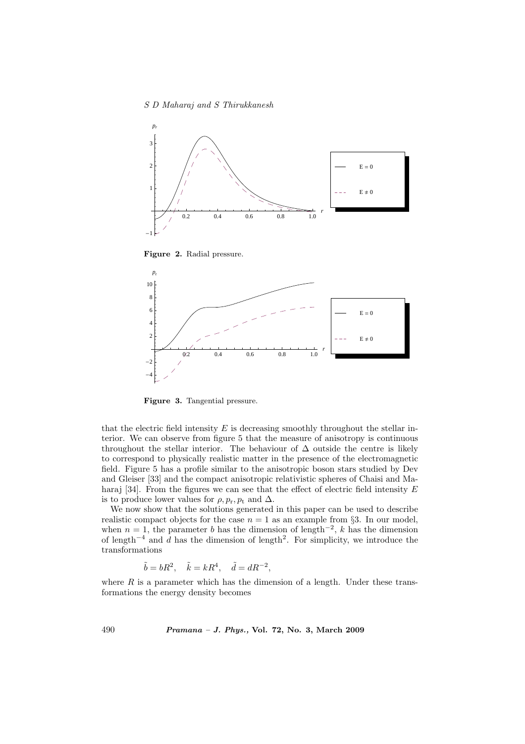**Figure 2.** Radial pressure.

**Figure 3.** Tangential pressure.

that the electric field intensity $E$ is decreasing smoothly throughout the stellar interior. We can observe from figure 5 that the measure of anisotropy is continuous throughout the stellar interior. The behaviour of $\Delta$ outside the centre is likely to correspond to physically realistic matter in the presence of the electromagnetic field. Figure 5 has a profile similar to the anisotropic boson stars studied by Dev and Gleiser [33] and the compact anisotropic relativistic spheres of Chaisi and Maharaj [34]. From the figures we can see that the effect of electric field intensity $E$ is to produce lower values for $\rho, p_{\rm r}, p_{\rm t}$ and $\Delta$.

We now show that the solutions generated in this paper can be used to describe realistic compact objects for the case $n = 1$ as an example from §3. In our model, when $n = 1$, the parameter $b$ has the dimension of length$^{-2}$, $k$ has the dimension of length$^{-4}$ and $d$ has the dimension of length$^2$. For simplicity, we introduce the transformations

$$\tilde{b} = bR^2, \quad \tilde{k} = kR^4, \quad \tilde{d} = dR^{-2},$$

where $R$ is a parameter which has the dimension of a length. Under these transformations the energy density becomes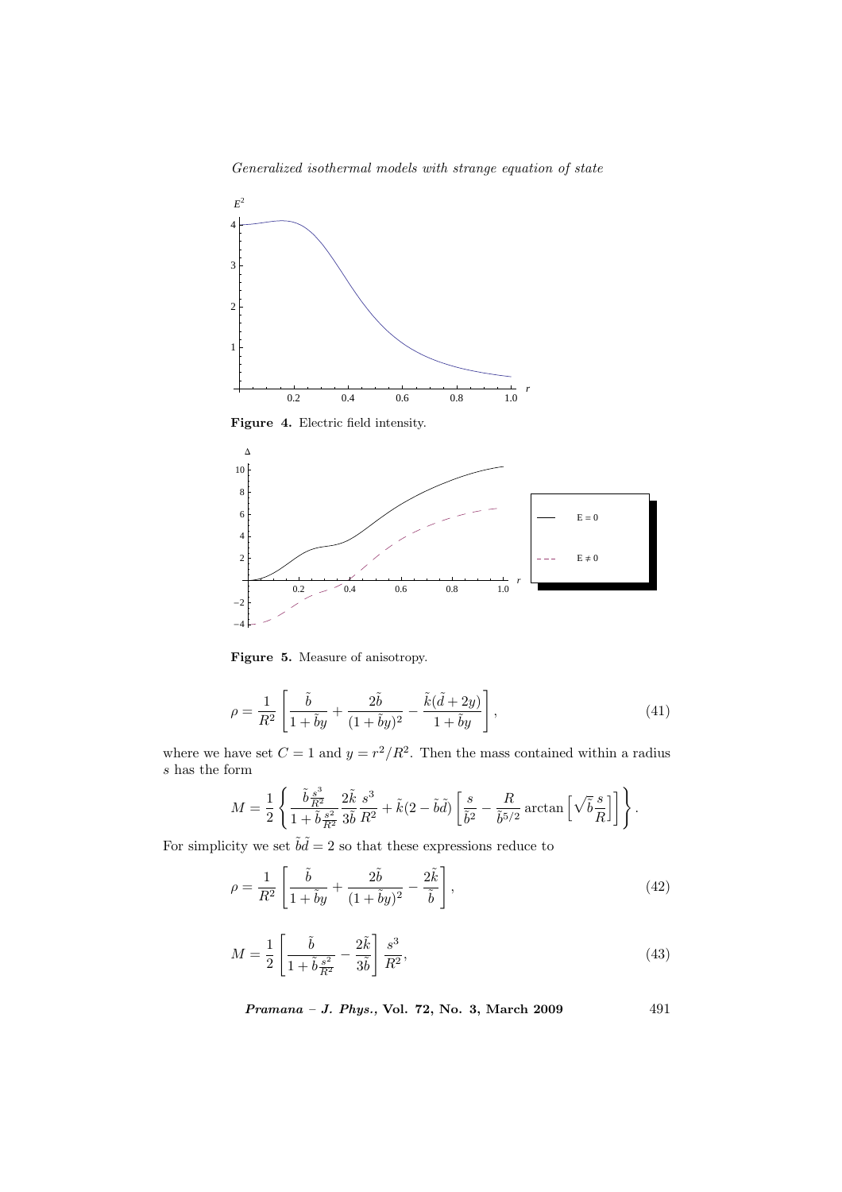**Figure 4.** Electric field intensity.

**Figure 5.** Measure of anisotropy.

$$\rho = \frac{1}{R^2}\left[\frac{\tilde{b}}{1+\tilde{b}y} + \frac{2\tilde{b}}{(1+\tilde{b}y)^2} - \frac{\tilde{k}(\tilde{d}+2y)}{1+\tilde{b}y}\right], \tag{41}$$

where we have set $C = 1$ and $y = r^2/R^2$. Then the mass contained within a radius $s$ has the form

$$M = \frac{1}{2}\left\{\frac{\tilde{b}\frac{s^3}{R^2}}{1+\tilde{b}\frac{s^2}{R^2}}\frac{2\tilde{k}}{3\tilde{b}}\frac{s^3}{R^2} + \tilde{k}(2-\tilde{b}\tilde{d})\left[\frac{s}{\tilde{b}^2} - \frac{R}{\tilde{b}^{5/2}}\arctan\left[\sqrt{\tilde{b}}\frac{s}{R}\right]\right]\right\}.$$

For simplicity we set $\tilde{b}\tilde{d} = 2$ so that these expressions reduce to

$$\rho = \frac{1}{R^2}\left[\frac{\tilde{b}}{1+\tilde{b}y} + \frac{2\tilde{b}}{(1+\tilde{b}y)^2} - \frac{2\tilde{k}}{\tilde{b}}\right], \tag{42}$$

$$M = \frac{1}{2}\left[\frac{\tilde{b}}{1+\tilde{b}\frac{s^2}{R^2}} - \frac{2\tilde{k}}{3\tilde{b}}\right]\frac{s^3}{R^2}, \tag{43}$$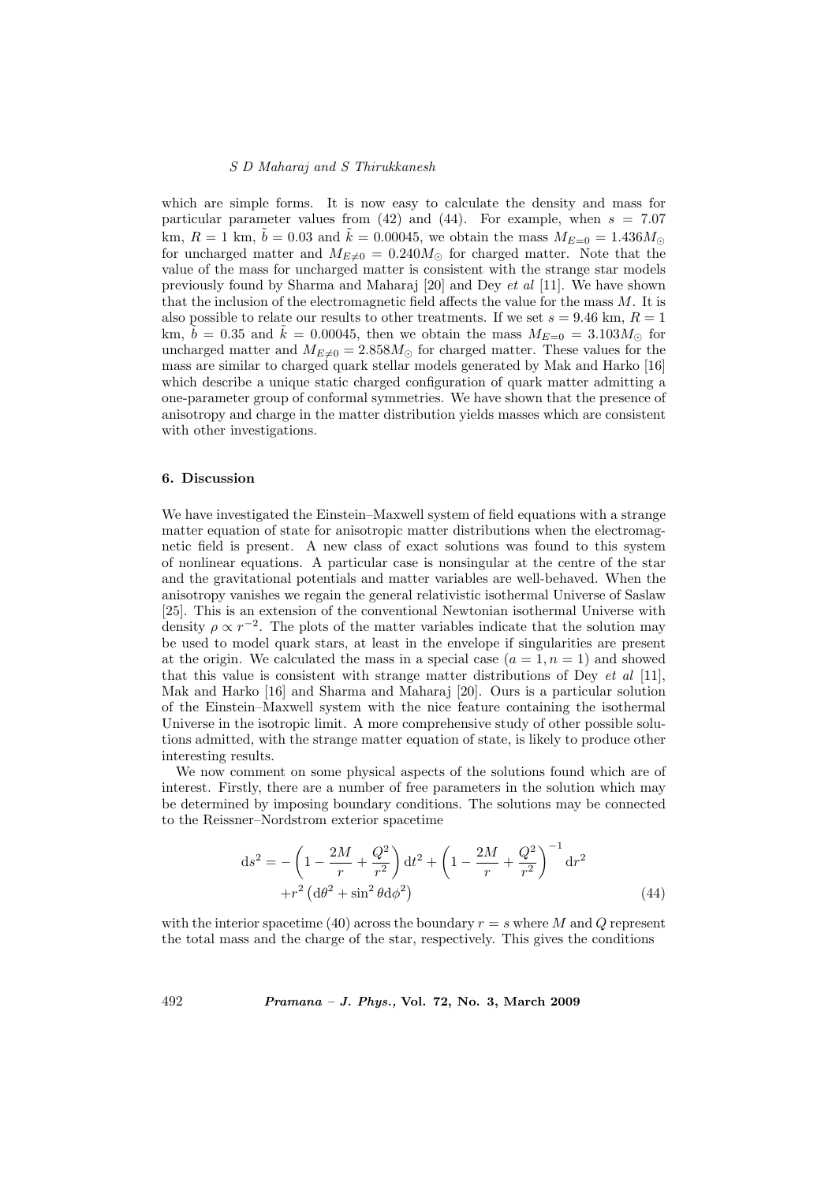which are simple forms. It is now easy to calculate the density and mass for particular parameter values from (42) and (44). For example, when $s = 7.07$ km, $R = 1$ km, $\tilde{b} = 0.03$ and $\tilde{k} = 0.00045$, we obtain the mass $M_{E=0} = 1.436 M_{\odot}$ for uncharged matter and $M_{E\neq 0} = 0.240 M_{\odot}$ for charged matter. Note that the value of the mass for uncharged matter is consistent with the strange star models previously found by Sharma and Maharaj [20] and Dey *et al* [11]. We have shown that the inclusion of the electromagnetic field affects the value for the mass $M$. It is also possible to relate our results to other treatments. If we set $s = 9.46$ km, $R = 1$ km, $\tilde{b} = 0.35$ and $\tilde{k} = 0.00045$, then we obtain the mass $M_{E=0} = 3.103 M_{\odot}$ for uncharged matter and $M_{E\neq 0} = 2.858 M_{\odot}$ for charged matter. These values for the mass are similar to charged quark stellar models generated by Mak and Harko [16] which describe a unique static charged configuration of quark matter admitting a one-parameter group of conformal symmetries. We have shown that the presence of anisotropy and charge in the matter distribution yields masses which are consistent with other investigations.

### 6. Discussion

We have investigated the Einstein–Maxwell system of field equations with a strange matter equation of state for anisotropic matter distributions when the electromagnetic field is present. A new class of exact solutions was found to this system of nonlinear equations. A particular case is nonsingular at the centre of the star and the gravitational potentials and matter variables are well-behaved. When the anisotropy vanishes we regain the general relativistic isothermal Universe of Saslaw [25]. This is an extension of the conventional Newtonian isothermal Universe with density $\rho \propto r^{-2}$. The plots of the matter variables indicate that the solution may be used to model quark stars, at least in the envelope if singularities are present at the origin. We calculated the mass in a special case $(a = 1, n = 1)$ and showed that this value is consistent with strange matter distributions of Dey *et al* [11], Mak and Harko [16] and Sharma and Maharaj [20]. Ours is a particular solution of the Einstein–Maxwell system with the nice feature containing the isothermal Universe in the isotropic limit. A more comprehensive study of other possible solutions admitted, with the strange matter equation of state, is likely to produce other interesting results.

We now comment on some physical aspects of the solutions found which are of interest. Firstly, there are a number of free parameters in the solution which may be determined by imposing boundary conditions. The solutions may be connected to the Reissner–Nordstrom exterior spacetime

$$
\begin{aligned}
\mathrm{d}s^2 = & -\left(1 - \frac{2M}{r} + \frac{Q^2}{r^2}\right)\mathrm{d}t^2 + \left(1 - \frac{2M}{r} + \frac{Q^2}{r^2}\right)^{-1}\mathrm{d}r^2 \\
& + r^2\left(\mathrm{d}\theta^2 + \sin^2\theta \mathrm{d}\phi^2\right)
\end{aligned}
\tag{44}
$$

with the interior spacetime (40) across the boundary $r = s$ where $M$ and $Q$ represent the total mass and the charge of the star, respectively. This gives the conditions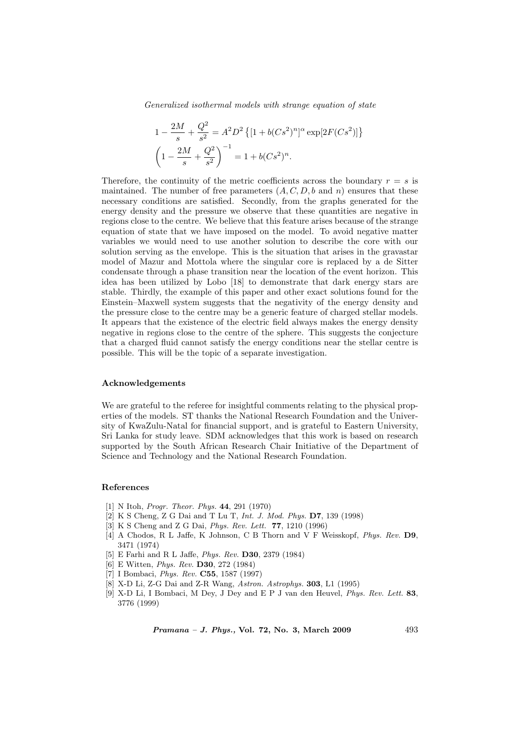$$1 - \frac{2M}{s} + \frac{Q^2}{s^2} = A^2 D^2 \left\{ [1 + b(Cs^2)^n]^\alpha \exp[2F(Cs^2)] \right\}$$

$$\left(1 - \frac{2M}{s} + \frac{Q^2}{s^2}\right)^{-1} = 1 + b(Cs^2)^n.$$

Therefore, the continuity of the metric coefficients across the boundary $r = s$ is maintained. The number of free parameters ($A, C, D, b$ and $n$) ensures that these necessary conditions are satisfied. Secondly, from the graphs generated for the energy density and the pressure we observe that these quantities are negative in regions close to the centre. We believe that this feature arises because of the strange equation of state that we have imposed on the model. To avoid negative matter variables we would need to use another solution to describe the core with our solution serving as the envelope. This is the situation that arises in the gravastar model of Mazur and Mottola where the singular core is replaced by a de Sitter condensate through a phase transition near the location of the event horizon. This idea has been utilized by Lobo [18] to demonstrate that dark energy stars are stable. Thirdly, the example of this paper and other exact solutions found for the Einstein–Maxwell system suggests that the negativity of the energy density and the pressure close to the centre may be a generic feature of charged stellar models. It appears that the existence of the electric field always makes the energy density negative in regions close to the centre of the sphere. This suggests the conjecture that a charged fluid cannot satisfy the energy conditions near the stellar centre is possible. This will be the topic of a separate investigation.

### Acknowledgements

We are grateful to the referee for insightful comments relating to the physical properties of the models. ST thanks the National Research Foundation and the University of KwaZulu-Natal for financial support, and is grateful to Eastern University, Sri Lanka for study leave. SDM acknowledges that this work is based on research supported by the South African Research Chair Initiative of the Department of Science and Technology and the National Research Foundation.

### References

[1] N Itoh, *Progr. Theor. Phys.* **44**, 291 (1970)
[2] K S Cheng, Z G Dai and T Lu T, *Int. J. Mod. Phys.* **D7**, 139 (1998)
[3] K S Cheng and Z G Dai, *Phys. Rev. Lett.* **77**, 1210 (1996)
[4] A Chodos, R L Jaffe, K Johnson, C B Thorn and V F Weisskopf, *Phys. Rev.* **D9**, 3471 (1974)
[5] E Farhi and R L Jaffe, *Phys. Rev.* **D30**, 2379 (1984)
[6] E Witten, *Phys. Rev.* **D30**, 272 (1984)
[7] I Bombaci, *Phys. Rev.* **C55**, 1587 (1997)
[8] X-D Li, Z-G Dai and Z-R Wang, *Astron. Astrophys.* **303**, L1 (1995)
[9] X-D Li, I Bombaci, M Dey, J Dey and E P J van den Heuvel, *Phys. Rev. Lett.* **83**, 3776 (1999)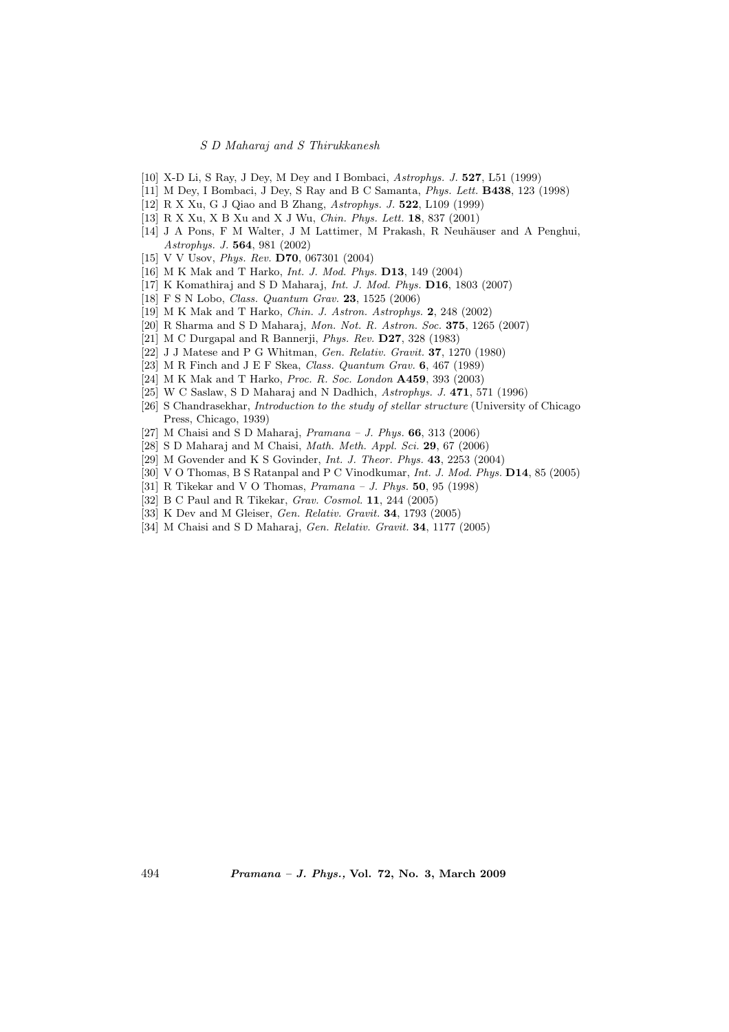- [10] X-D Li, S Ray, J Dey, M Dey and I Bombaci, *Astrophys. J.* **527**, L51 (1999)
- [11] M Dey, I Bombaci, J Dey, S Ray and B C Samanta, *Phys. Lett.* **B438**, 123 (1998)
- [12] R X Xu, G J Qiao and B Zhang, *Astrophys. J.* **522**, L109 (1999)
- [13] R X Xu, X B Xu and X J Wu, *Chin. Phys. Lett.* **18**, 837 (2001)
- [14] J A Pons, F M Walter, J M Lattimer, M Prakash, R Neuhäuser and A Penghui, *Astrophys. J.* **564**, 981 (2002)
- [15] V V Usov, *Phys. Rev.* **D70**, 067301 (2004)
- [16] M K Mak and T Harko, *Int. J. Mod. Phys.* **D13**, 149 (2004)
- [17] K Komathiraj and S D Maharaj, *Int. J. Mod. Phys.* **D16**, 1803 (2007)
- [18] F S N Lobo, *Class. Quantum Grav.* **23**, 1525 (2006)
- [19] M K Mak and T Harko, *Chin. J. Astron. Astrophys.* **2**, 248 (2002)
- [20] R Sharma and S D Maharaj, *Mon. Not. R. Astron. Soc.* **375**, 1265 (2007)
- [21] M C Durgapal and R Bannerji, *Phys. Rev.* **D27**, 328 (1983)
- [22] J J Matese and P G Whitman, *Gen. Relativ. Gravit.* **37**, 1270 (1980)
- [23] M R Finch and J E F Skea, *Class. Quantum Grav.* **6**, 467 (1989)
- [24] M K Mak and T Harko, *Proc. R. Soc. London* **A459**, 393 (2003)
- [25] W C Saslaw, S D Maharaj and N Dadhich, *Astrophys. J.* **471**, 571 (1996)
- [26] S Chandrasekhar, *Introduction to the study of stellar structure* (University of Chicago Press, Chicago, 1939)
- [27] M Chaisi and S D Maharaj, *Pramana – J. Phys.* **66**, 313 (2006)
- [28] S D Maharaj and M Chaisi, *Math. Meth. Appl. Sci.* **29**, 67 (2006)
- [29] M Govender and K S Govinder, *Int. J. Theor. Phys.* **43**, 2253 (2004)
- [30] V O Thomas, B S Ratanpal and P C Vinodkumar, *Int. J. Mod. Phys.* **D14**, 85 (2005)
- [31] R Tikekar and V O Thomas, *Pramana – J. Phys.* **50**, 95 (1998)
- [32] B C Paul and R Tikekar, *Grav. Cosmol.* **11**, 244 (2005)
- [33] K Dev and M Gleiser, *Gen. Relativ. Gravit.* **34**, 1793 (2005)
- [34] M Chaisi and S D Maharaj, *Gen. Relativ. Gravit.* **34**, 1177 (2005)